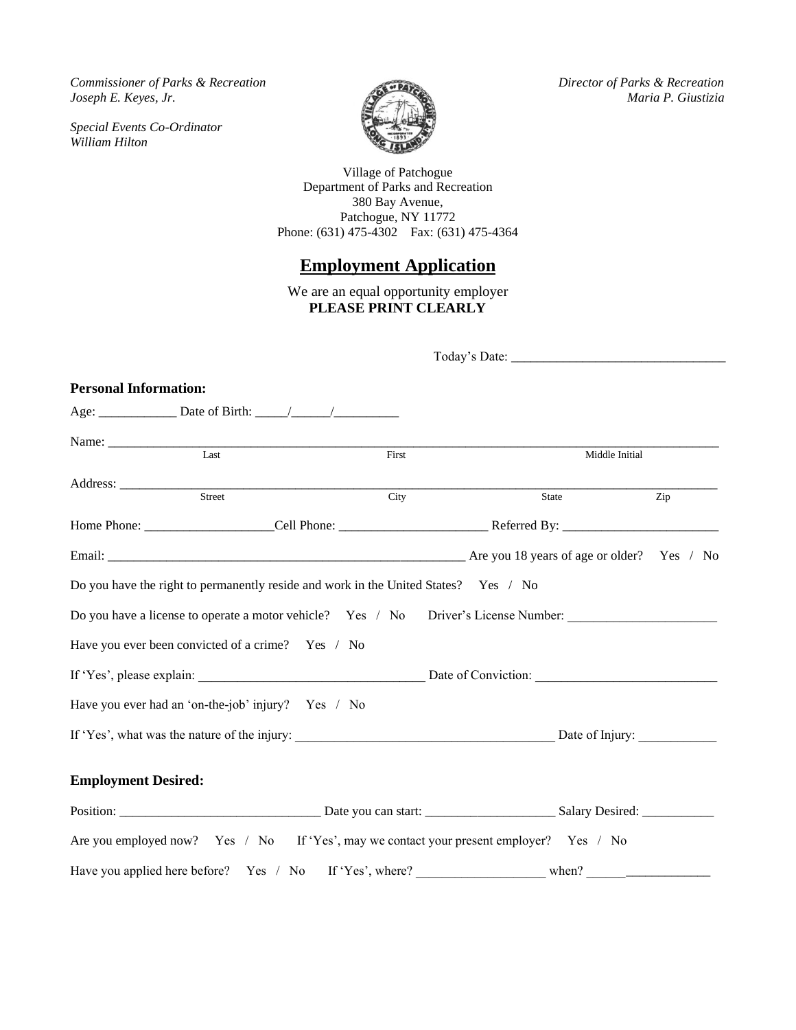*Commissioner of Parks & Recreation*
*Joseph E. Keyes, Jr.*

*Special Events Co-Ordinator*
*William Hilton*

*Director of Parks & Recreation*
*Maria P. Giustizia*

Village of Patchogue
Department of Parks and Recreation
380 Bay Avenue,
Patchogue, NY 11772
Phone: (631) 475-4302 Fax: (631) 475-4364

# Employment Application

We are an equal opportunity employer
**PLEASE PRINT CLEARLY**

Today's Date: ________________________________

**Personal Information:**

Age: ____________ Date of Birth: _____/______/__________

Name: ______________________________________________________________________
Last First Middle Initial

Address: ____________________________________________________________________
Street City State Zip

Home Phone: ___________________ Cell Phone: ______________________ Referred By: ________________________

Email: ________________________________________________________ Are you 18 years of age or older? Yes / No

Do you have the right to permanently reside and work in the United States? Yes / No

Do you have a license to operate a motor vehicle? Yes / No Driver's License Number: ______________________

Have you ever been convicted of a crime? Yes / No

If 'Yes', please explain: __________________________________ Date of Conviction: ___________________________

Have you ever had an 'on-the-job' injury? Yes / No

If 'Yes', what was the nature of the injury: ________________________________________ Date of Injury: ____________

**Employment Desired:**

Position: ______________________________ Date you can start: ____________________ Salary Desired: ___________

Are you employed now? Yes / No If 'Yes', may we contact your present employer? Yes / No

Have you applied here before? Yes / No If 'Yes', where? ___________________ when? ___________________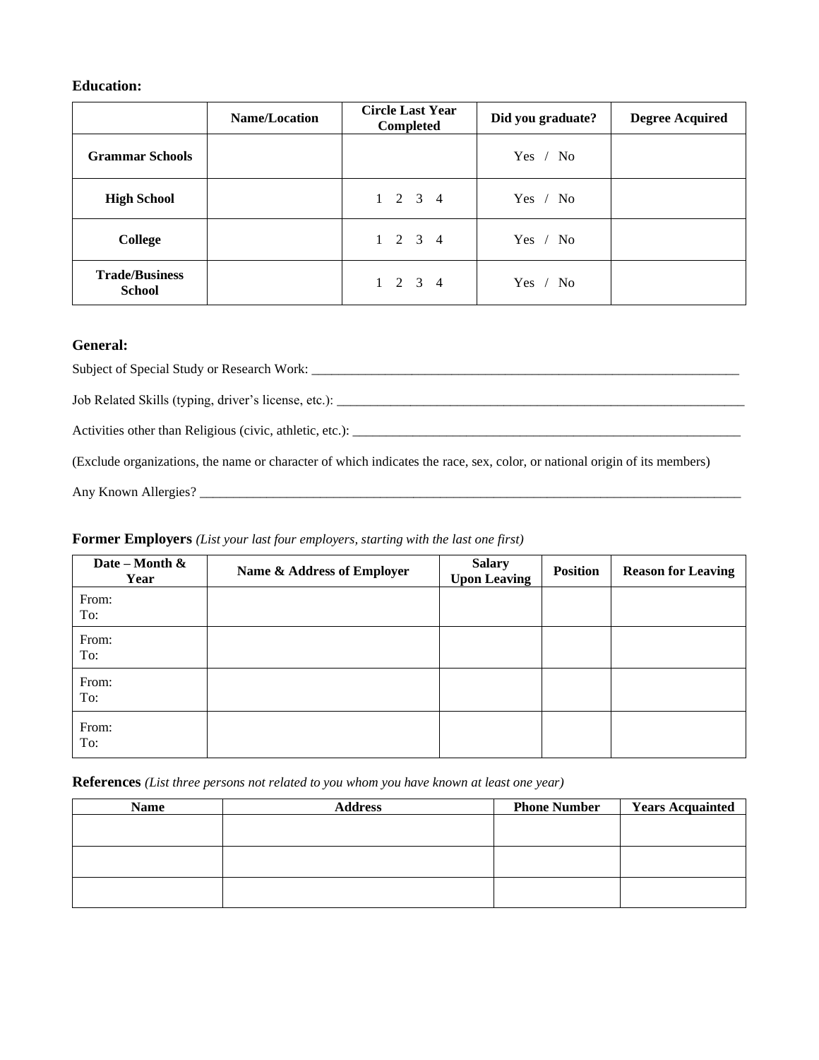**Education:**

| | Name/Location | Circle Last Year Completed | Did you graduate? | Degree Acquired |
|---|---|---|---|---|
| **Grammar Schools** | | | Yes / No | |
| **High School** | | 1 2 3 4 | Yes / No | |
| **College** | | 1 2 3 4 | Yes / No | |
| **Trade/Business School** | | 1 2 3 4 | Yes / No | |

**General:**

Subject of Special Study or Research Work: ___________________________________________________________________

Job Related Skills (typing, driver's license, etc.): ________________________________________________________________

Activities other than Religious (civic, athletic, etc.): _____________________________________________________________

(Exclude organizations, the name or character of which indicates the race, sex, color, or national origin of its members)

Any Known Allergies? _________________________________________________________________________________

**Former Employers** *(List your last four employers, starting with the last one first)*

| Date – Month & Year | Name & Address of Employer | Salary Upon Leaving | Position | Reason for Leaving |
|---|---|---|---|---|
| From: <br> To: | | | | |
| From: <br> To: | | | | |
| From: <br> To: | | | | |
| From: <br> To: | | | | |

**References** *(List three persons not related to you whom you have known at least one year)*

| Name | Address | Phone Number | Years Acquainted |
|---|---|---|---|
| | | | |
| | | | |
| | | | |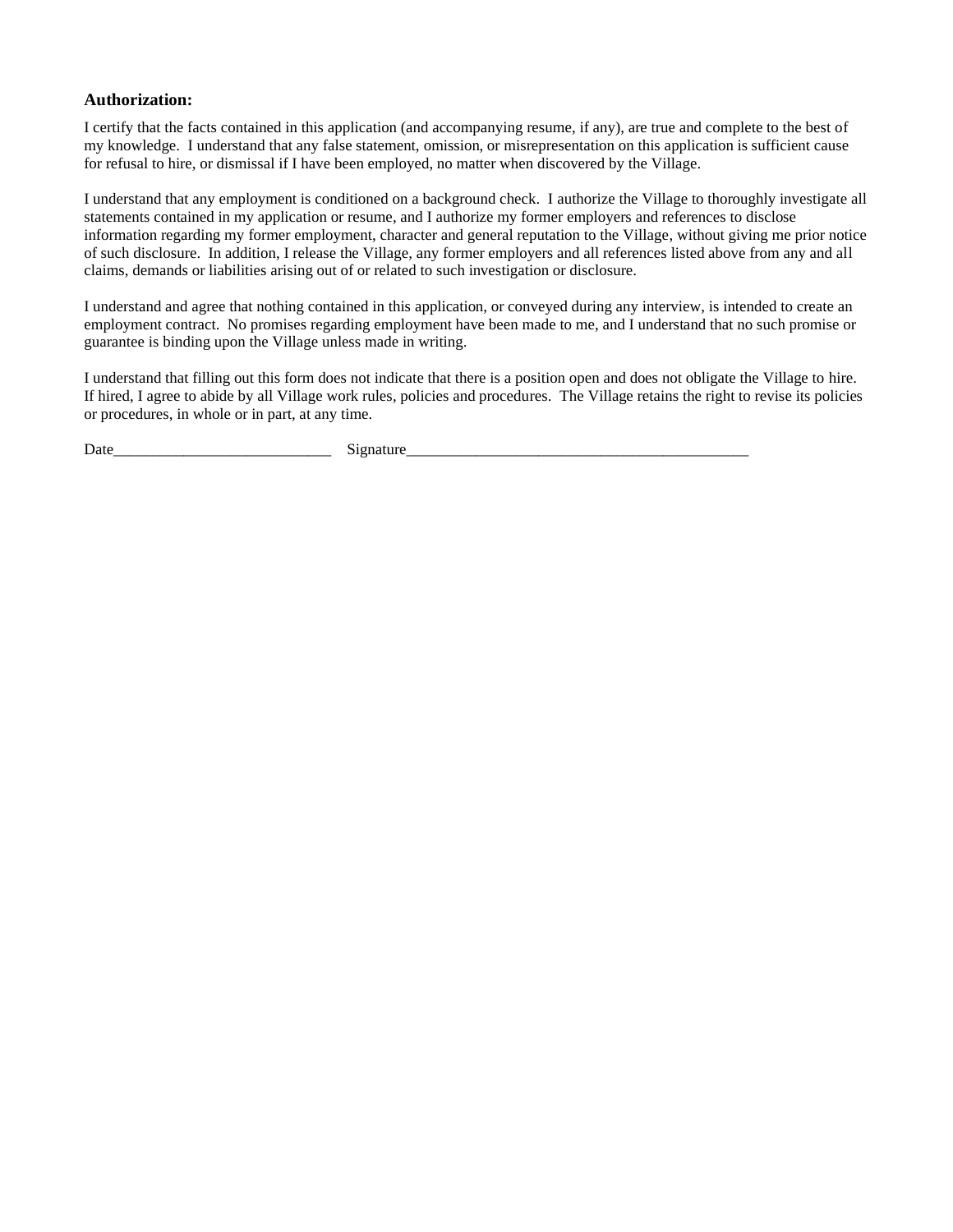### Authorization:

I certify that the facts contained in this application (and accompanying resume, if any), are true and complete to the best of my knowledge. I understand that any false statement, omission, or misrepresentation on this application is sufficient cause for refusal to hire, or dismissal if I have been employed, no matter when discovered by the Village.

I understand that any employment is conditioned on a background check. I authorize the Village to thoroughly investigate all statements contained in my application or resume, and I authorize my former employers and references to disclose information regarding my former employment, character and general reputation to the Village, without giving me prior notice of such disclosure. In addition, I release the Village, any former employers and all references listed above from any and all claims, demands or liabilities arising out of or related to such investigation or disclosure.

I understand and agree that nothing contained in this application, or conveyed during any interview, is intended to create an employment contract. No promises regarding employment have been made to me, and I understand that no such promise or guarantee is binding upon the Village unless made in writing.

I understand that filling out this form does not indicate that there is a position open and does not obligate the Village to hire. If hired, I agree to abide by all Village work rules, policies and procedures. The Village retains the right to revise its policies or procedures, in whole or in part, at any time.

Date____________________________ Signature_____________________________________________